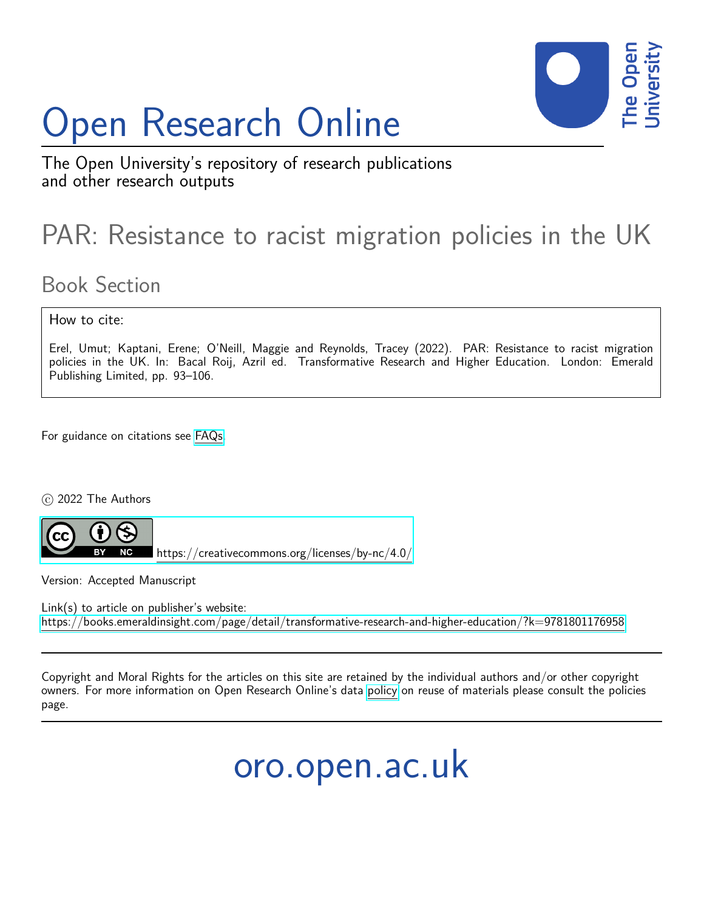# Open Research Online

The Open University's repository of research publications and other research outputs

## PAR: Resistance to racist migration policies in the UK

### Book Section

How to cite:

Erel, Umut; Kaptani, Erene; O'Neill, Maggie and Reynolds, Tracey (2022). PAR: Resistance to racist migration policies in the UK. In: Bacal Roij, Azril ed. Transformative Research and Higher Education. London: Emerald Publishing Limited, pp. 93–106.

For guidance on citations see FAQs.

© 2022 The Authors

https://creativecommons.org/licenses/by-nc/4.0/

Version: Accepted Manuscript

Link(s) to article on publisher's website:
https://books.emeraldinsight.com/page/detail/transformative-research-and-higher-education/?k=9781801176958

Copyright and Moral Rights for the articles on this site are retained by the individual authors and/or other copyright owners. For more information on Open Research Online's data policy on reuse of materials please consult the policies page.

oro.open.ac.uk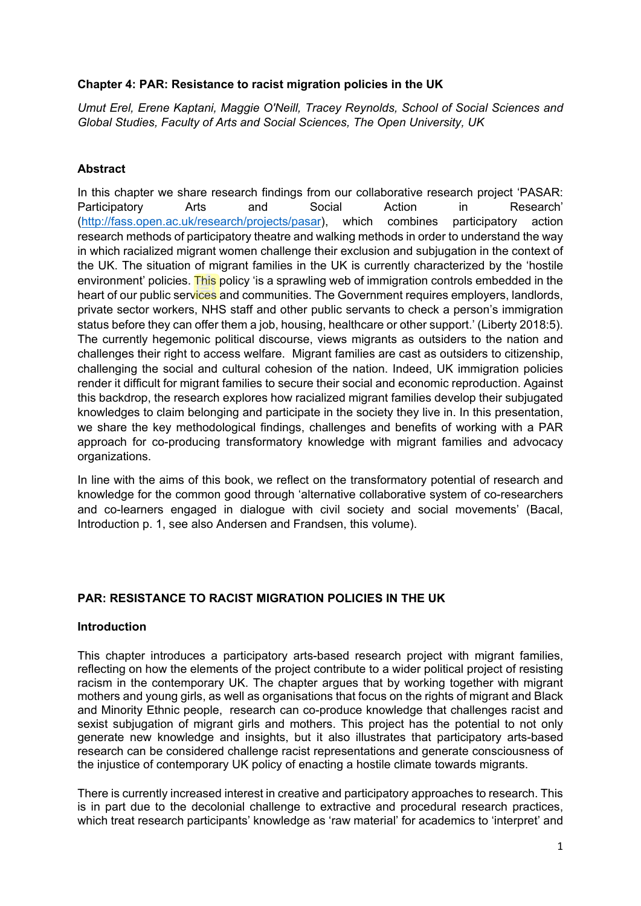**Chapter 4: PAR: Resistance to racist migration policies in the UK**

*Umut Erel, Erene Kaptani, Maggie O'Neill, Tracey Reynolds, School of Social Sciences and Global Studies, Faculty of Arts and Social Sciences, The Open University, UK*

**Abstract**

In this chapter we share research findings from our collaborative research project 'PASAR: Participatory Arts and Social Action in Research' (http://fass.open.ac.uk/research/projects/pasar), which combines participatory action research methods of participatory theatre and walking methods in order to understand the way in which racialized migrant women challenge their exclusion and subjugation in the context of the UK. The situation of migrant families in the UK is currently characterized by the 'hostile environment' policies. This policy 'is a sprawling web of immigration controls embedded in the heart of our public services and communities. The Government requires employers, landlords, private sector workers, NHS staff and other public servants to check a person's immigration status before they can offer them a job, housing, healthcare or other support.' (Liberty 2018:5). The currently hegemonic political discourse, views migrants as outsiders to the nation and challenges their right to access welfare. Migrant families are cast as outsiders to citizenship, challenging the social and cultural cohesion of the nation. Indeed, UK immigration policies render it difficult for migrant families to secure their social and economic reproduction. Against this backdrop, the research explores how racialized migrant families develop their subjugated knowledges to claim belonging and participate in the society they live in. In this presentation, we share the key methodological findings, challenges and benefits of working with a PAR approach for co-producing transformatory knowledge with migrant families and advocacy organizations.

In line with the aims of this book, we reflect on the transformatory potential of research and knowledge for the common good through 'alternative collaborative system of co-researchers and co-learners engaged in dialogue with civil society and social movements' (Bacal, Introduction p. 1, see also Andersen and Frandsen, this volume).

**PAR: RESISTANCE TO RACIST MIGRATION POLICIES IN THE UK**

**Introduction**

This chapter introduces a participatory arts-based research project with migrant families, reflecting on how the elements of the project contribute to a wider political project of resisting racism in the contemporary UK. The chapter argues that by working together with migrant mothers and young girls, as well as organisations that focus on the rights of migrant and Black and Minority Ethnic people, research can co-produce knowledge that challenges racist and sexist subjugation of migrant girls and mothers. This project has the potential to not only generate new knowledge and insights, but it also illustrates that participatory arts-based research can be considered challenge racist representations and generate consciousness of the injustice of contemporary UK policy of enacting a hostile climate towards migrants.

There is currently increased interest in creative and participatory approaches to research. This is in part due to the decolonial challenge to extractive and procedural research practices, which treat research participants' knowledge as 'raw material' for academics to 'interpret' and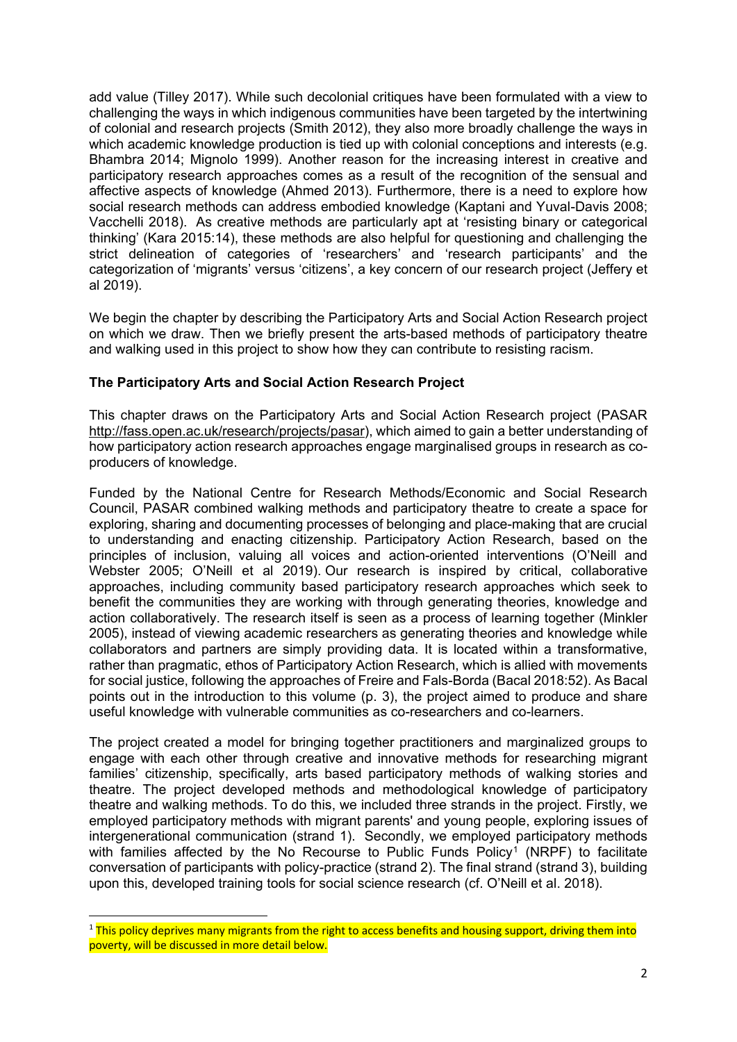add value (Tilley 2017). While such decolonial critiques have been formulated with a view to challenging the ways in which indigenous communities have been targeted by the intertwining of colonial and research projects (Smith 2012), they also more broadly challenge the ways in which academic knowledge production is tied up with colonial conceptions and interests (e.g. Bhambra 2014; Mignolo 1999). Another reason for the increasing interest in creative and participatory research approaches comes as a result of the recognition of the sensual and affective aspects of knowledge (Ahmed 2013). Furthermore, there is a need to explore how social research methods can address embodied knowledge (Kaptani and Yuval-Davis 2008; Vacchelli 2018). As creative methods are particularly apt at 'resisting binary or categorical thinking' (Kara 2015:14), these methods are also helpful for questioning and challenging the strict delineation of categories of 'researchers' and 'research participants' and the categorization of 'migrants' versus 'citizens', a key concern of our research project (Jeffery et al 2019).

We begin the chapter by describing the Participatory Arts and Social Action Research project on which we draw. Then we briefly present the arts-based methods of participatory theatre and walking used in this project to show how they can contribute to resisting racism.

## The Participatory Arts and Social Action Research Project

This chapter draws on the Participatory Arts and Social Action Research project (PASAR http://fass.open.ac.uk/research/projects/pasar), which aimed to gain a better understanding of how participatory action research approaches engage marginalised groups in research as co-producers of knowledge.

Funded by the National Centre for Research Methods/Economic and Social Research Council, PASAR combined walking methods and participatory theatre to create a space for exploring, sharing and documenting processes of belonging and place-making that are crucial to understanding and enacting citizenship. Participatory Action Research, based on the principles of inclusion, valuing all voices and action-oriented interventions (O'Neill and Webster 2005; O'Neill et al 2019). Our research is inspired by critical, collaborative approaches, including community based participatory research approaches which seek to benefit the communities they are working with through generating theories, knowledge and action collaboratively. The research itself is seen as a process of learning together (Minkler 2005), instead of viewing academic researchers as generating theories and knowledge while collaborators and partners are simply providing data. It is located within a transformative, rather than pragmatic, ethos of Participatory Action Research, which is allied with movements for social justice, following the approaches of Freire and Fals-Borda (Bacal 2018:52). As Bacal points out in the introduction to this volume (p. 3), the project aimed to produce and share useful knowledge with vulnerable communities as co-researchers and co-learners.

The project created a model for bringing together practitioners and marginalized groups to engage with each other through creative and innovative methods for researching migrant families' citizenship, specifically, arts based participatory methods of walking stories and theatre. The project developed methods and methodological knowledge of participatory theatre and walking methods. To do this, we included three strands in the project. Firstly, we employed participatory methods with migrant parents' and young people, exploring issues of intergenerational communication (strand 1). Secondly, we employed participatory methods with families affected by the No Recourse to Public Funds Policy[1] (NRPF) to facilitate conversation of participants with policy-practice (strand 2). The final strand (strand 3), building upon this, developed training tools for social science research (cf. O'Neill et al. 2018).

[1] This policy deprives many migrants from the right to access benefits and housing support, driving them into poverty, will be discussed in more detail below.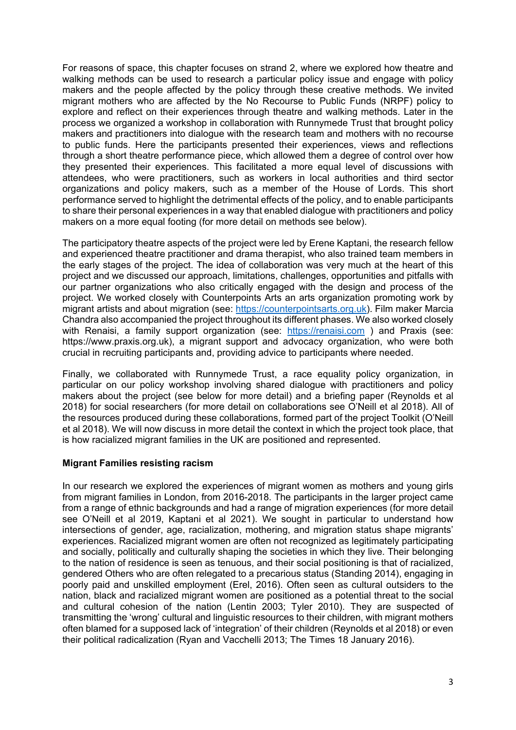For reasons of space, this chapter focuses on strand 2, where we explored how theatre and walking methods can be used to research a particular policy issue and engage with policy makers and the people affected by the policy through these creative methods. We invited migrant mothers who are affected by the No Recourse to Public Funds (NRPF) policy to explore and reflect on their experiences through theatre and walking methods. Later in the process we organized a workshop in collaboration with Runnymede Trust that brought policy makers and practitioners into dialogue with the research team and mothers with no recourse to public funds. Here the participants presented their experiences, views and reflections through a short theatre performance piece, which allowed them a degree of control over how they presented their experiences. This facilitated a more equal level of discussions with attendees, who were practitioners, such as workers in local authorities and third sector organizations and policy makers, such as a member of the House of Lords. This short performance served to highlight the detrimental effects of the policy, and to enable participants to share their personal experiences in a way that enabled dialogue with practitioners and policy makers on a more equal footing (for more detail on methods see below).

The participatory theatre aspects of the project were led by Erene Kaptani, the research fellow and experienced theatre practitioner and drama therapist, who also trained team members in the early stages of the project. The idea of collaboration was very much at the heart of this project and we discussed our approach, limitations, challenges, opportunities and pitfalls with our partner organizations who also critically engaged with the design and process of the project. We worked closely with Counterpoints Arts an arts organization promoting work by migrant artists and about migration (see: https://counterpointsarts.org.uk). Film maker Marcia Chandra also accompanied the project throughout its different phases. We also worked closely with Renaisi, a family support organization (see: https://renaisi.com ) and Praxis (see: https://www.praxis.org.uk), a migrant support and advocacy organization, who were both crucial in recruiting participants and, providing advice to participants where needed.

Finally, we collaborated with Runnymede Trust, a race equality policy organization, in particular on our policy workshop involving shared dialogue with practitioners and policy makers about the project (see below for more detail) and a briefing paper (Reynolds et al 2018) for social researchers (for more detail on collaborations see O'Neill et al 2018). All of the resources produced during these collaborations, formed part of the project Toolkit (O'Neill et al 2018). We will now discuss in more detail the context in which the project took place, that is how racialized migrant families in the UK are positioned and represented.

**Migrant Families resisting racism**

In our research we explored the experiences of migrant women as mothers and young girls from migrant families in London, from 2016-2018. The participants in the larger project came from a range of ethnic backgrounds and had a range of migration experiences (for more detail see O'Neill et al 2019, Kaptani et al 2021). We sought in particular to understand how intersections of gender, age, racialization, mothering, and migration status shape migrants' experiences. Racialized migrant women are often not recognized as legitimately participating and socially, politically and culturally shaping the societies in which they live. Their belonging to the nation of residence is seen as tenuous, and their social positioning is that of racialized, gendered Others who are often relegated to a precarious status (Standing 2014), engaging in poorly paid and unskilled employment (Erel, 2016). Often seen as cultural outsiders to the nation, black and racialized migrant women are positioned as a potential threat to the social and cultural cohesion of the nation (Lentin 2003; Tyler 2010). They are suspected of transmitting the 'wrong' cultural and linguistic resources to their children, with migrant mothers often blamed for a supposed lack of 'integration' of their children (Reynolds et al 2018) or even their political radicalization (Ryan and Vacchelli 2013; The Times 18 January 2016).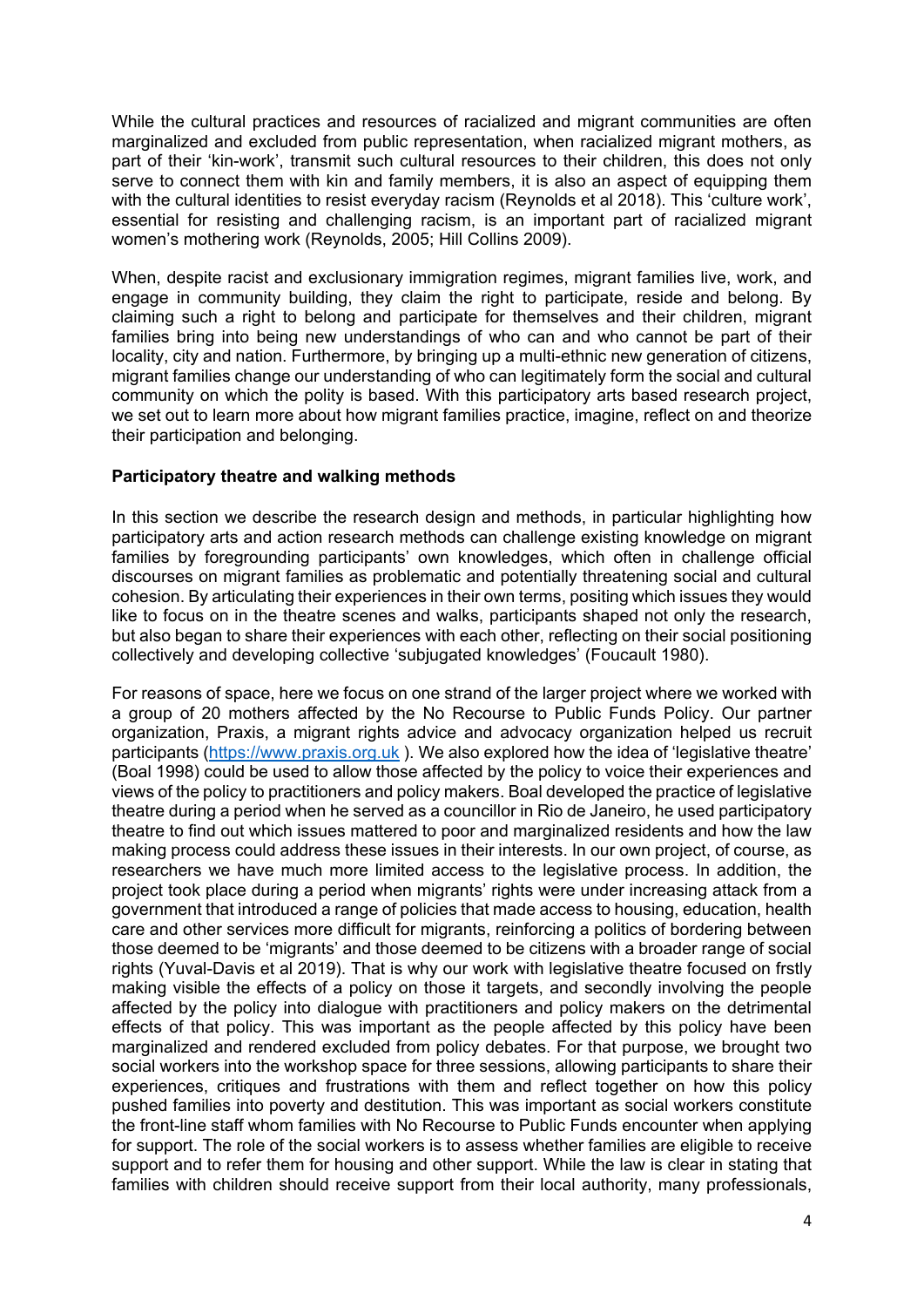While the cultural practices and resources of racialized and migrant communities are often marginalized and excluded from public representation, when racialized migrant mothers, as part of their 'kin-work', transmit such cultural resources to their children, this does not only serve to connect them with kin and family members, it is also an aspect of equipping them with the cultural identities to resist everyday racism (Reynolds et al 2018). This 'culture work', essential for resisting and challenging racism, is an important part of racialized migrant women's mothering work (Reynolds, 2005; Hill Collins 2009).

When, despite racist and exclusionary immigration regimes, migrant families live, work, and engage in community building, they claim the right to participate, reside and belong. By claiming such a right to belong and participate for themselves and their children, migrant families bring into being new understandings of who can and who cannot be part of their locality, city and nation. Furthermore, by bringing up a multi-ethnic new generation of citizens, migrant families change our understanding of who can legitimately form the social and cultural community on which the polity is based. With this participatory arts based research project, we set out to learn more about how migrant families practice, imagine, reflect on and theorize their participation and belonging.

**Participatory theatre and walking methods**

In this section we describe the research design and methods, in particular highlighting how participatory arts and action research methods can challenge existing knowledge on migrant families by foregrounding participants' own knowledges, which often in challenge official discourses on migrant families as problematic and potentially threatening social and cultural cohesion. By articulating their experiences in their own terms, positing which issues they would like to focus on in the theatre scenes and walks, participants shaped not only the research, but also began to share their experiences with each other, reflecting on their social positioning collectively and developing collective 'subjugated knowledges' (Foucault 1980).

For reasons of space, here we focus on one strand of the larger project where we worked with a group of 20 mothers affected by the No Recourse to Public Funds Policy. Our partner organization, Praxis, a migrant rights advice and advocacy organization helped us recruit participants (https://www.praxis.org.uk ). We also explored how the idea of 'legislative theatre' (Boal 1998) could be used to allow those affected by the policy to voice their experiences and views of the policy to practitioners and policy makers. Boal developed the practice of legislative theatre during a period when he served as a councillor in Rio de Janeiro, he used participatory theatre to find out which issues mattered to poor and marginalized residents and how the law making process could address these issues in their interests. In our own project, of course, as researchers we have much more limited access to the legislative process. In addition, the project took place during a period when migrants' rights were under increasing attack from a government that introduced a range of policies that made access to housing, education, health care and other services more difficult for migrants, reinforcing a politics of bordering between those deemed to be 'migrants' and those deemed to be citizens with a broader range of social rights (Yuval-Davis et al 2019). That is why our work with legislative theatre focused on frstly making visible the effects of a policy on those it targets, and secondly involving the people affected by the policy into dialogue with practitioners and policy makers on the detrimental effects of that policy. This was important as the people affected by this policy have been marginalized and rendered excluded from policy debates. For that purpose, we brought two social workers into the workshop space for three sessions, allowing participants to share their experiences, critiques and frustrations with them and reflect together on how this policy pushed families into poverty and destitution. This was important as social workers constitute the front-line staff whom families with No Recourse to Public Funds encounter when applying for support. The role of the social workers is to assess whether families are eligible to receive support and to refer them for housing and other support. While the law is clear in stating that families with children should receive support from their local authority, many professionals,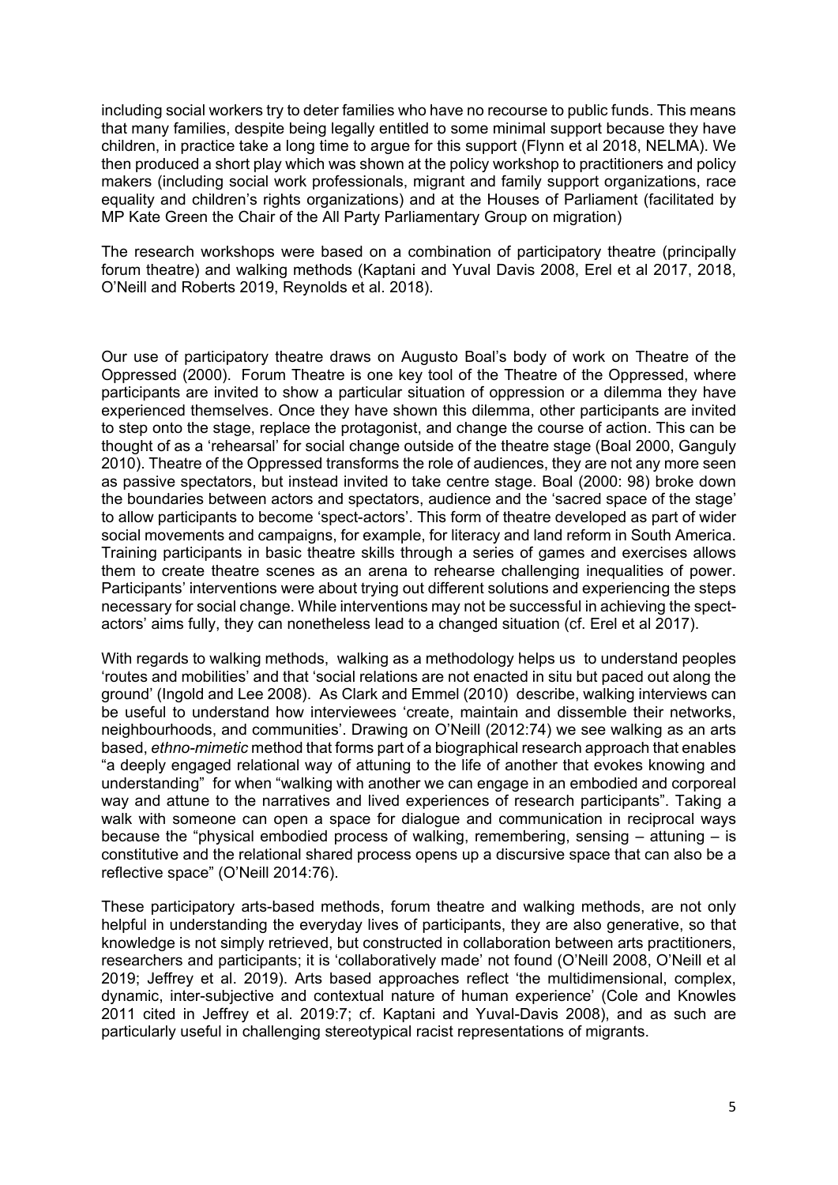including social workers try to deter families who have no recourse to public funds. This means that many families, despite being legally entitled to some minimal support because they have children, in practice take a long time to argue for this support (Flynn et al 2018, NELMA). We then produced a short play which was shown at the policy workshop to practitioners and policy makers (including social work professionals, migrant and family support organizations, race equality and children's rights organizations) and at the Houses of Parliament (facilitated by MP Kate Green the Chair of the All Party Parliamentary Group on migration)

The research workshops were based on a combination of participatory theatre (principally forum theatre) and walking methods (Kaptani and Yuval Davis 2008, Erel et al 2017, 2018, O'Neill and Roberts 2019, Reynolds et al. 2018).

Our use of participatory theatre draws on Augusto Boal's body of work on Theatre of the Oppressed (2000). Forum Theatre is one key tool of the Theatre of the Oppressed, where participants are invited to show a particular situation of oppression or a dilemma they have experienced themselves. Once they have shown this dilemma, other participants are invited to step onto the stage, replace the protagonist, and change the course of action. This can be thought of as a 'rehearsal' for social change outside of the theatre stage (Boal 2000, Ganguly 2010). Theatre of the Oppressed transforms the role of audiences, they are not any more seen as passive spectators, but instead invited to take centre stage. Boal (2000: 98) broke down the boundaries between actors and spectators, audience and the 'sacred space of the stage' to allow participants to become 'spect-actors'. This form of theatre developed as part of wider social movements and campaigns, for example, for literacy and land reform in South America. Training participants in basic theatre skills through a series of games and exercises allows them to create theatre scenes as an arena to rehearse challenging inequalities of power. Participants' interventions were about trying out different solutions and experiencing the steps necessary for social change. While interventions may not be successful in achieving the spect-actors' aims fully, they can nonetheless lead to a changed situation (cf. Erel et al 2017).

With regards to walking methods, walking as a methodology helps us to understand peoples 'routes and mobilities' and that 'social relations are not enacted in situ but paced out along the ground' (Ingold and Lee 2008). As Clark and Emmel (2010) describe, walking interviews can be useful to understand how interviewees 'create, maintain and dissemble their networks, neighbourhoods, and communities'. Drawing on O'Neill (2012:74) we see walking as an arts based, *ethno-mimetic* method that forms part of a biographical research approach that enables "a deeply engaged relational way of attuning to the life of another that evokes knowing and understanding" for when "walking with another we can engage in an embodied and corporeal way and attune to the narratives and lived experiences of research participants". Taking a walk with someone can open a space for dialogue and communication in reciprocal ways because the "physical embodied process of walking, remembering, sensing – attuning – is constitutive and the relational shared process opens up a discursive space that can also be a reflective space" (O'Neill 2014:76).

These participatory arts-based methods, forum theatre and walking methods, are not only helpful in understanding the everyday lives of participants, they are also generative, so that knowledge is not simply retrieved, but constructed in collaboration between arts practitioners, researchers and participants; it is 'collaboratively made' not found (O'Neill 2008, O'Neill et al 2019; Jeffrey et al. 2019). Arts based approaches reflect 'the multidimensional, complex, dynamic, inter-subjective and contextual nature of human experience' (Cole and Knowles 2011 cited in Jeffrey et al. 2019:7; cf. Kaptani and Yuval-Davis 2008), and as such are particularly useful in challenging stereotypical racist representations of migrants.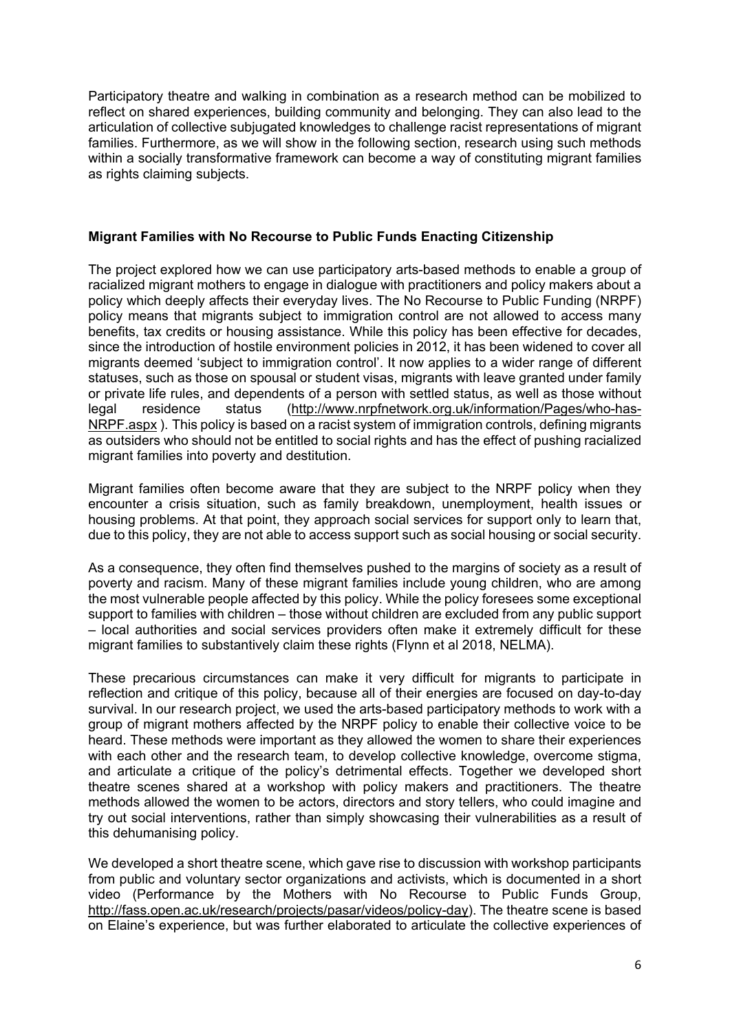Participatory theatre and walking in combination as a research method can be mobilized to reflect on shared experiences, building community and belonging. They can also lead to the articulation of collective subjugated knowledges to challenge racist representations of migrant families. Furthermore, as we will show in the following section, research using such methods within a socially transformative framework can become a way of constituting migrant families as rights claiming subjects.

**Migrant Families with No Recourse to Public Funds Enacting Citizenship**

The project explored how we can use participatory arts-based methods to enable a group of racialized migrant mothers to engage in dialogue with practitioners and policy makers about a policy which deeply affects their everyday lives. The No Recourse to Public Funding (NRPF) policy means that migrants subject to immigration control are not allowed to access many benefits, tax credits or housing assistance. While this policy has been effective for decades, since the introduction of hostile environment policies in 2012, it has been widened to cover all migrants deemed 'subject to immigration control'. It now applies to a wider range of different statuses, such as those on spousal or student visas, migrants with leave granted under family or private life rules, and dependents of a person with settled status, as well as those without legal residence status (http://www.nrpfnetwork.org.uk/information/Pages/who-has-NRPF.aspx ). This policy is based on a racist system of immigration controls, defining migrants as outsiders who should not be entitled to social rights and has the effect of pushing racialized migrant families into poverty and destitution.

Migrant families often become aware that they are subject to the NRPF policy when they encounter a crisis situation, such as family breakdown, unemployment, health issues or housing problems. At that point, they approach social services for support only to learn that, due to this policy, they are not able to access support such as social housing or social security.

As a consequence, they often find themselves pushed to the margins of society as a result of poverty and racism. Many of these migrant families include young children, who are among the most vulnerable people affected by this policy. While the policy foresees some exceptional support to families with children – those without children are excluded from any public support – local authorities and social services providers often make it extremely difficult for these migrant families to substantively claim these rights (Flynn et al 2018, NELMA).

These precarious circumstances can make it very difficult for migrants to participate in reflection and critique of this policy, because all of their energies are focused on day-to-day survival. In our research project, we used the arts-based participatory methods to work with a group of migrant mothers affected by the NRPF policy to enable their collective voice to be heard. These methods were important as they allowed the women to share their experiences with each other and the research team, to develop collective knowledge, overcome stigma, and articulate a critique of the policy's detrimental effects. Together we developed short theatre scenes shared at a workshop with policy makers and practitioners. The theatre methods allowed the women to be actors, directors and story tellers, who could imagine and try out social interventions, rather than simply showcasing their vulnerabilities as a result of this dehumanising policy.

We developed a short theatre scene, which gave rise to discussion with workshop participants from public and voluntary sector organizations and activists, which is documented in a short video (Performance by the Mothers with No Recourse to Public Funds Group, http://fass.open.ac.uk/research/projects/pasar/videos/policy-day). The theatre scene is based on Elaine's experience, but was further elaborated to articulate the collective experiences of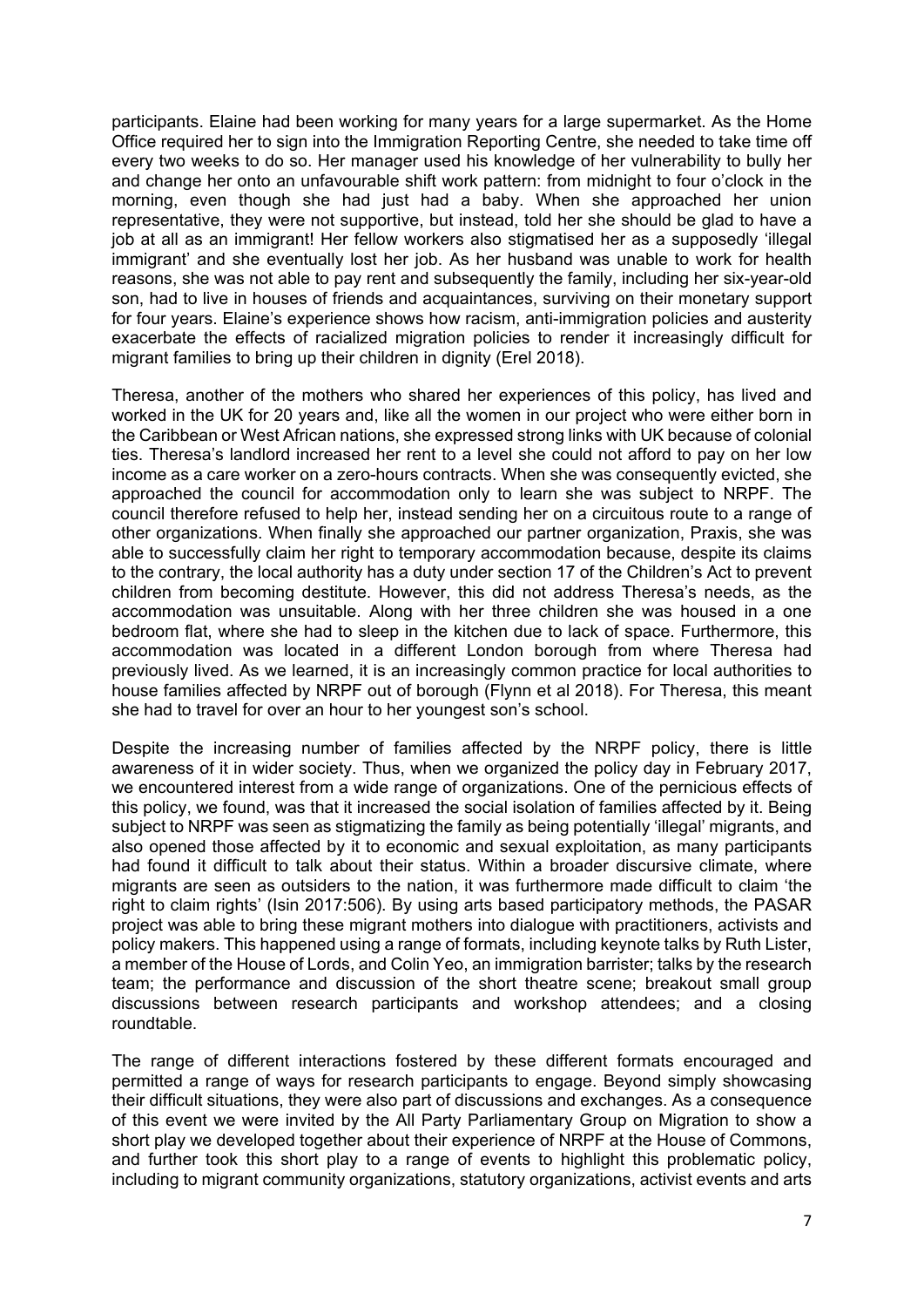participants. Elaine had been working for many years for a large supermarket. As the Home Office required her to sign into the Immigration Reporting Centre, she needed to take time off every two weeks to do so. Her manager used his knowledge of her vulnerability to bully her and change her onto an unfavourable shift work pattern: from midnight to four o'clock in the morning, even though she had just had a baby. When she approached her union representative, they were not supportive, but instead, told her she should be glad to have a job at all as an immigrant! Her fellow workers also stigmatised her as a supposedly 'illegal immigrant' and she eventually lost her job. As her husband was unable to work for health reasons, she was not able to pay rent and subsequently the family, including her six-year-old son, had to live in houses of friends and acquaintances, surviving on their monetary support for four years. Elaine's experience shows how racism, anti-immigration policies and austerity exacerbate the effects of racialized migration policies to render it increasingly difficult for migrant families to bring up their children in dignity (Erel 2018).

Theresa, another of the mothers who shared her experiences of this policy, has lived and worked in the UK for 20 years and, like all the women in our project who were either born in the Caribbean or West African nations, she expressed strong links with UK because of colonial ties. Theresa's landlord increased her rent to a level she could not afford to pay on her low income as a care worker on a zero-hours contracts. When she was consequently evicted, she approached the council for accommodation only to learn she was subject to NRPF. The council therefore refused to help her, instead sending her on a circuitous route to a range of other organizations. When finally she approached our partner organization, Praxis, she was able to successfully claim her right to temporary accommodation because, despite its claims to the contrary, the local authority has a duty under section 17 of the Children's Act to prevent children from becoming destitute. However, this did not address Theresa's needs, as the accommodation was unsuitable. Along with her three children she was housed in a one bedroom flat, where she had to sleep in the kitchen due to lack of space. Furthermore, this accommodation was located in a different London borough from where Theresa had previously lived. As we learned, it is an increasingly common practice for local authorities to house families affected by NRPF out of borough (Flynn et al 2018). For Theresa, this meant she had to travel for over an hour to her youngest son's school.

Despite the increasing number of families affected by the NRPF policy, there is little awareness of it in wider society. Thus, when we organized the policy day in February 2017, we encountered interest from a wide range of organizations. One of the pernicious effects of this policy, we found, was that it increased the social isolation of families affected by it. Being subject to NRPF was seen as stigmatizing the family as being potentially 'illegal' migrants, and also opened those affected by it to economic and sexual exploitation, as many participants had found it difficult to talk about their status. Within a broader discursive climate, where migrants are seen as outsiders to the nation, it was furthermore made difficult to claim 'the right to claim rights' (Isin 2017:506). By using arts based participatory methods, the PASAR project was able to bring these migrant mothers into dialogue with practitioners, activists and policy makers. This happened using a range of formats, including keynote talks by Ruth Lister, a member of the House of Lords, and Colin Yeo, an immigration barrister; talks by the research team; the performance and discussion of the short theatre scene; breakout small group discussions between research participants and workshop attendees; and a closing roundtable.

The range of different interactions fostered by these different formats encouraged and permitted a range of ways for research participants to engage. Beyond simply showcasing their difficult situations, they were also part of discussions and exchanges. As a consequence of this event we were invited by the All Party Parliamentary Group on Migration to show a short play we developed together about their experience of NRPF at the House of Commons, and further took this short play to a range of events to highlight this problematic policy, including to migrant community organizations, statutory organizations, activist events and arts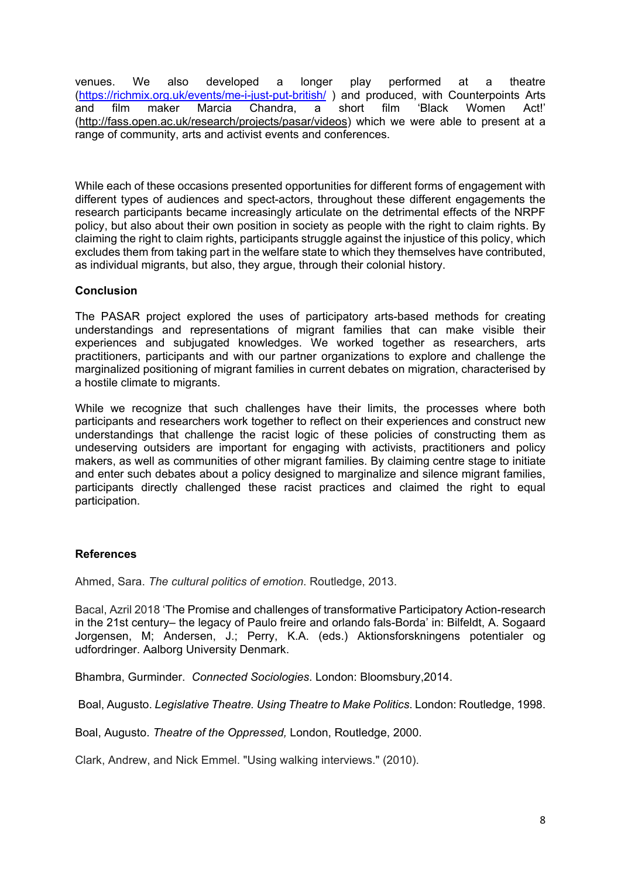venues. We also developed a longer play performed at a theatre (https://richmix.org.uk/events/me-i-just-put-british/ ) and produced, with Counterpoints Arts and film maker Marcia Chandra, a short film 'Black Women Act!' (http://fass.open.ac.uk/research/projects/pasar/videos) which we were able to present at a range of community, arts and activist events and conferences.

While each of these occasions presented opportunities for different forms of engagement with different types of audiences and spect-actors, throughout these different engagements the research participants became increasingly articulate on the detrimental effects of the NRPF policy, but also about their own position in society as people with the right to claim rights. By claiming the right to claim rights, participants struggle against the injustice of this policy, which excludes them from taking part in the welfare state to which they themselves have contributed, as individual migrants, but also, they argue, through their colonial history.

## Conclusion

The PASAR project explored the uses of participatory arts-based methods for creating understandings and representations of migrant families that can make visible their experiences and subjugated knowledges. We worked together as researchers, arts practitioners, participants and with our partner organizations to explore and challenge the marginalized positioning of migrant families in current debates on migration, characterised by a hostile climate to migrants.

While we recognize that such challenges have their limits, the processes where both participants and researchers work together to reflect on their experiences and construct new understandings that challenge the racist logic of these policies of constructing them as undeserving outsiders are important for engaging with activists, practitioners and policy makers, as well as communities of other migrant families. By claiming centre stage to initiate and enter such debates about a policy designed to marginalize and silence migrant families, participants directly challenged these racist practices and claimed the right to equal participation.

## References

Ahmed, Sara. *The cultural politics of emotion*. Routledge, 2013.

Bacal, Azril 2018 'The Promise and challenges of transformative Participatory Action-research in the 21st century– the legacy of Paulo freire and orlando fals-Borda' in: Bilfeldt, A. Sogaard Jorgensen, M; Andersen, J.; Perry, K.A. (eds.) Aktionsforskningens potentialer og udfordringer. Aalborg University Denmark.

Bhambra, Gurminder. *Connected Sociologies*. London: Bloomsbury,2014.

Boal, Augusto. *Legislative Theatre. Using Theatre to Make Politics*. London: Routledge, 1998.

Boal, Augusto. *Theatre of the Oppressed,* London, Routledge, 2000.

Clark, Andrew, and Nick Emmel. "Using walking interviews." (2010).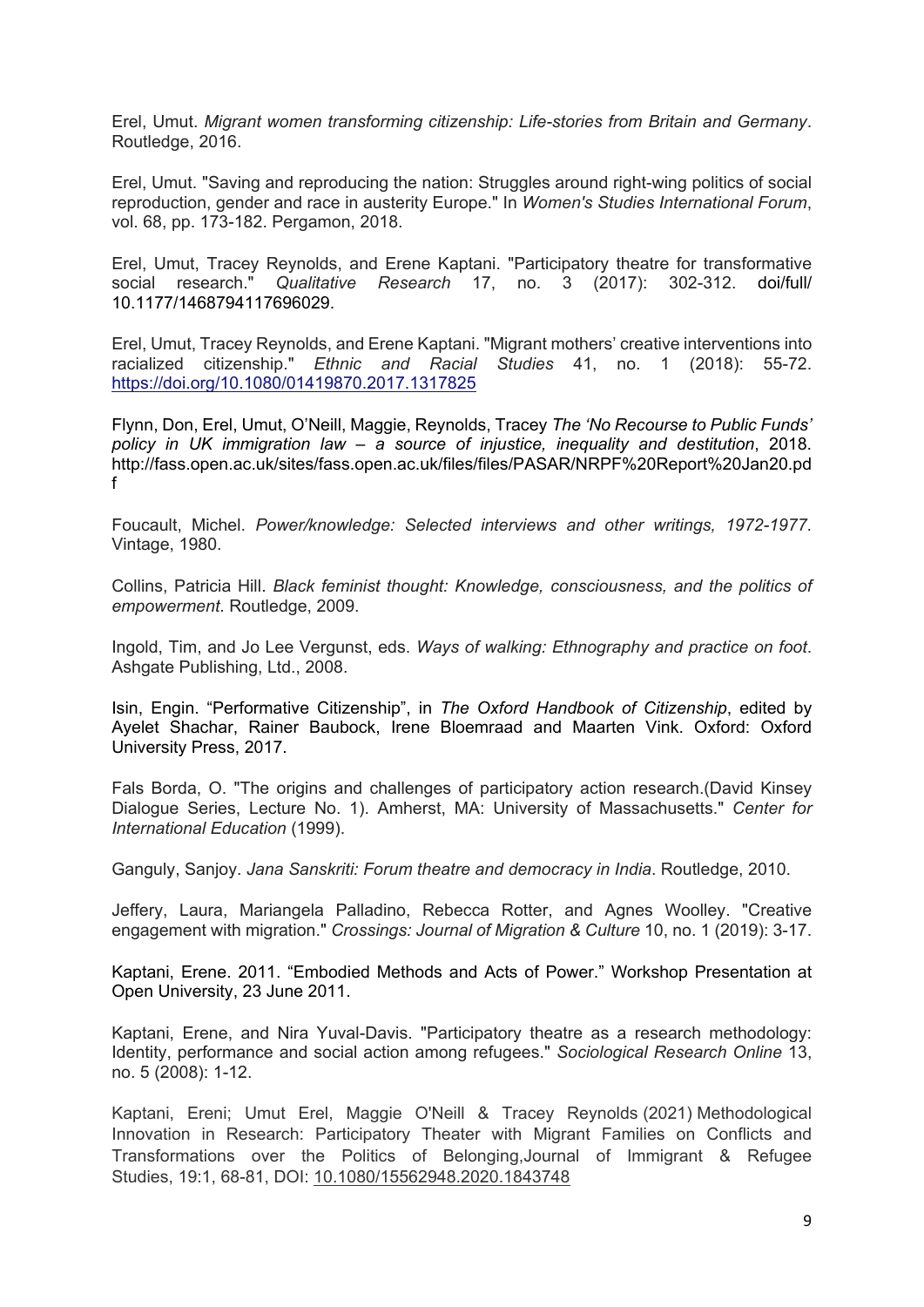Erel, Umut. *Migrant women transforming citizenship: Life-stories from Britain and Germany*. Routledge, 2016.

Erel, Umut. "Saving and reproducing the nation: Struggles around right-wing politics of social reproduction, gender and race in austerity Europe." In *Women's Studies International Forum*, vol. 68, pp. 173-182. Pergamon, 2018.

Erel, Umut, Tracey Reynolds, and Erene Kaptani. "Participatory theatre for transformative social research." *Qualitative Research* 17, no. 3 (2017): 302-312. doi/full/ 10.1177/1468794117696029.

Erel, Umut, Tracey Reynolds, and Erene Kaptani. "Migrant mothers' creative interventions into racialized citizenship." *Ethnic and Racial Studies* 41, no. 1 (2018): 55-72. https://doi.org/10.1080/01419870.2017.1317825

Flynn, Don, Erel, Umut, O'Neill, Maggie, Reynolds, Tracey *The 'No Recourse to Public Funds' policy in UK immigration law – a source of injustice, inequality and destitution*, 2018. http://fass.open.ac.uk/sites/fass.open.ac.uk/files/files/PASAR/NRPF%20Report%20Jan20.pdf

Foucault, Michel. *Power/knowledge: Selected interviews and other writings, 1972-1977*. Vintage, 1980.

Collins, Patricia Hill. *Black feminist thought: Knowledge, consciousness, and the politics of empowerment*. Routledge, 2009.

Ingold, Tim, and Jo Lee Vergunst, eds. *Ways of walking: Ethnography and practice on foot*. Ashgate Publishing, Ltd., 2008.

Isin, Engin. "Performative Citizenship", in *The Oxford Handbook of Citizenship*, edited by Ayelet Shachar, Rainer Baubock, Irene Bloemraad and Maarten Vink. Oxford: Oxford University Press, 2017.

Fals Borda, O. "The origins and challenges of participatory action research.(David Kinsey Dialogue Series, Lecture No. 1). Amherst, MA: University of Massachusetts." *Center for International Education* (1999).

Ganguly, Sanjoy. *Jana Sanskriti: Forum theatre and democracy in India*. Routledge, 2010.

Jeffery, Laura, Mariangela Palladino, Rebecca Rotter, and Agnes Woolley. "Creative engagement with migration." *Crossings: Journal of Migration & Culture* 10, no. 1 (2019): 3-17.

Kaptani, Erene. 2011. "Embodied Methods and Acts of Power." Workshop Presentation at Open University, 23 June 2011.

Kaptani, Erene, and Nira Yuval-Davis. "Participatory theatre as a research methodology: Identity, performance and social action among refugees." *Sociological Research Online* 13, no. 5 (2008): 1-12.

Kaptani, Ereni; Umut Erel, Maggie O'Neill & Tracey Reynolds (2021) Methodological Innovation in Research: Participatory Theater with Migrant Families on Conflicts and Transformations over the Politics of Belonging,Journal of Immigrant & Refugee Studies, 19:1, 68-81, DOI: 10.1080/15562948.2020.1843748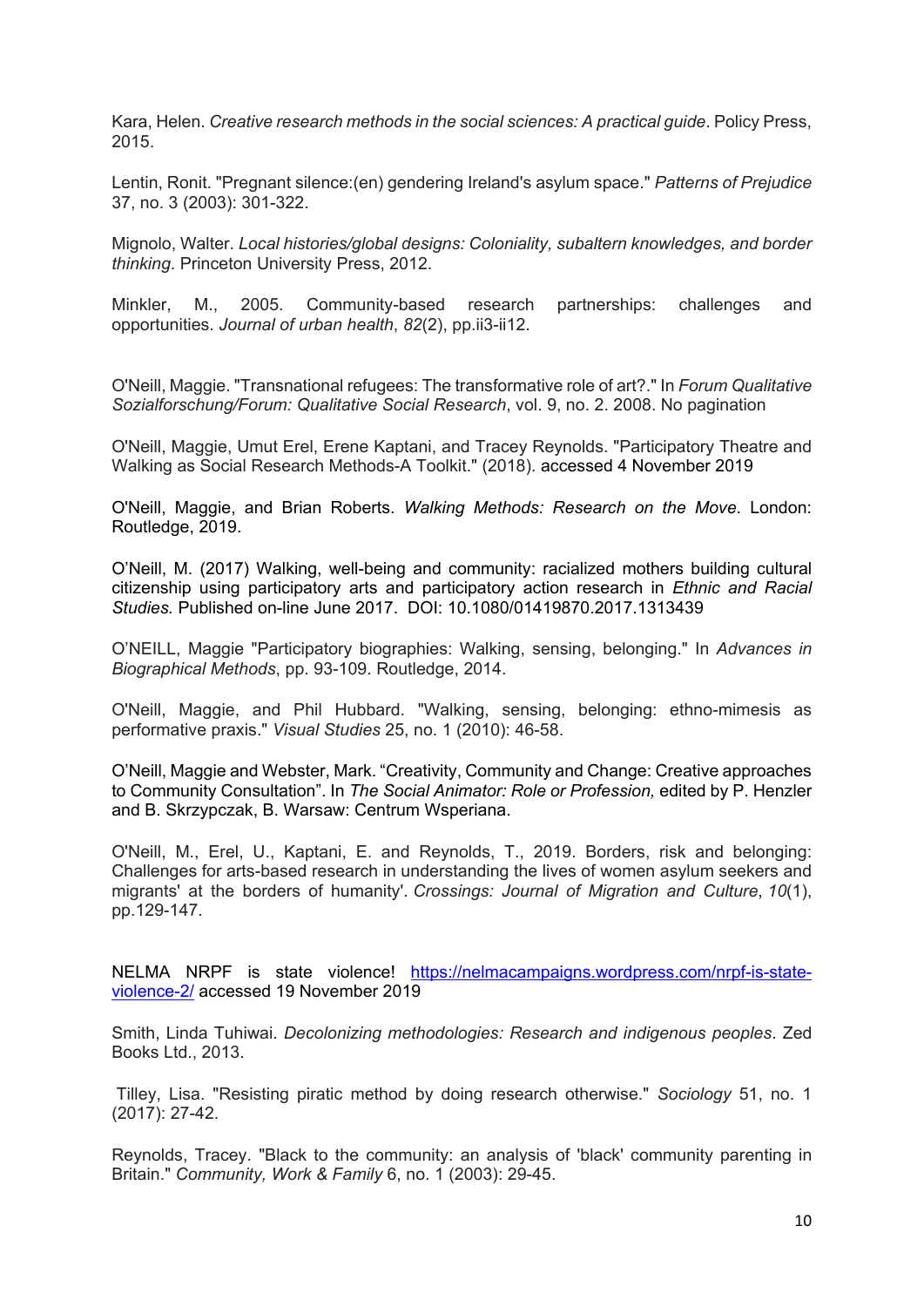Kara, Helen. *Creative research methods in the social sciences: A practical guide*. Policy Press, 2015.

Lentin, Ronit. "Pregnant silence:(en) gendering Ireland's asylum space." *Patterns of Prejudice* 37, no. 3 (2003): 301-322.

Mignolo, Walter. *Local histories/global designs: Coloniality, subaltern knowledges, and border thinking*. Princeton University Press, 2012.

Minkler, M., 2005. Community-based research partnerships: challenges and opportunities. *Journal of urban health*, *82*(2), pp.ii3-ii12.

O'Neill, Maggie. "Transnational refugees: The transformative role of art?." In *Forum Qualitative Sozialforschung/Forum: Qualitative Social Research*, vol. 9, no. 2. 2008. No pagination

O'Neill, Maggie, Umut Erel, Erene Kaptani, and Tracey Reynolds. "Participatory Theatre and Walking as Social Research Methods-A Toolkit." (2018). accessed 4 November 2019

O'Neill, Maggie, and Brian Roberts. *Walking Methods: Research on the Move*. London: Routledge, 2019.

O'Neill, M. (2017) Walking, well-being and community: racialized mothers building cultural citizenship using participatory arts and participatory action research in *Ethnic and Racial Studies.* Published on-line June 2017. DOI: 10.1080/01419870.2017.1313439

O'NEILL, Maggie "Participatory biographies: Walking, sensing, belonging." In *Advances in Biographical Methods*, pp. 93-109. Routledge, 2014.

O'Neill, Maggie, and Phil Hubbard. "Walking, sensing, belonging: ethno-mimesis as performative praxis." *Visual Studies* 25, no. 1 (2010): 46-58.

O'Neill, Maggie and Webster, Mark. "Creativity, Community and Change: Creative approaches to Community Consultation". In *The Social Animator: Role or Profession,* edited by P. Henzler and B. Skrzypczak, B. Warsaw: Centrum Wsperiana.

O'Neill, M., Erel, U., Kaptani, E. and Reynolds, T., 2019. Borders, risk and belonging: Challenges for arts-based research in understanding the lives of women asylum seekers and migrants' at the borders of humanity'. *Crossings: Journal of Migration and Culture*, *10*(1), pp.129-147.

NELMA NRPF is state violence! https://nelmacampaigns.wordpress.com/nrpf-is-state-violence-2/ accessed 19 November 2019

Smith, Linda Tuhiwai. *Decolonizing methodologies: Research and indigenous peoples*. Zed Books Ltd., 2013.

Tilley, Lisa. "Resisting piratic method by doing research otherwise." *Sociology* 51, no. 1 (2017): 27-42.

Reynolds, Tracey. "Black to the community: an analysis of 'black' community parenting in Britain." *Community, Work & Family* 6, no. 1 (2003): 29-45.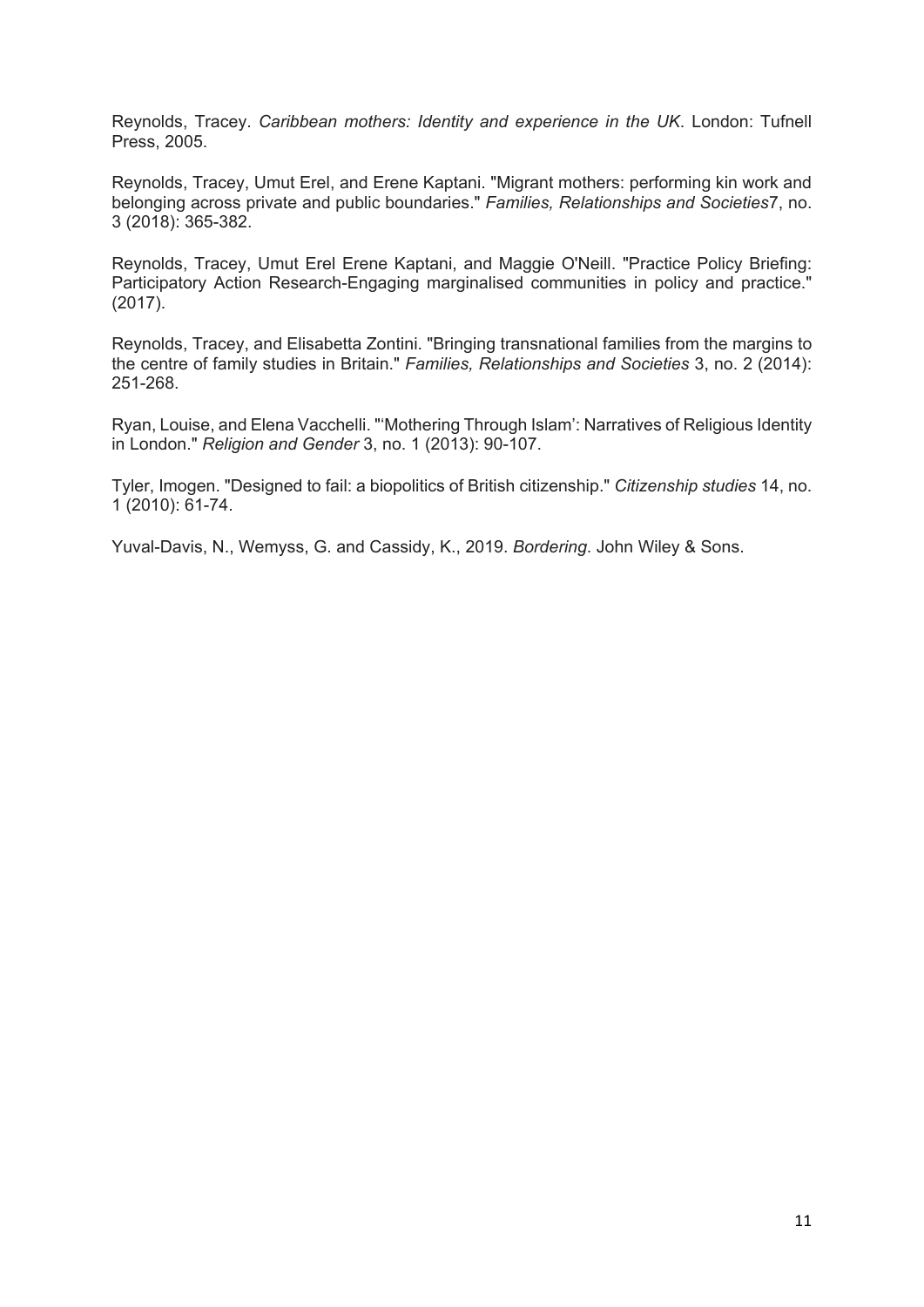Reynolds, Tracey. *Caribbean mothers: Identity and experience in the UK*. London: Tufnell Press, 2005.

Reynolds, Tracey, Umut Erel, and Erene Kaptani. "Migrant mothers: performing kin work and belonging across private and public boundaries." *Families, Relationships and Societies*7, no. 3 (2018): 365-382.

Reynolds, Tracey, Umut Erel Erene Kaptani, and Maggie O'Neill. "Practice Policy Briefing: Participatory Action Research-Engaging marginalised communities in policy and practice." (2017).

Reynolds, Tracey, and Elisabetta Zontini. "Bringing transnational families from the margins to the centre of family studies in Britain." *Families, Relationships and Societies* 3, no. 2 (2014): 251-268.

Ryan, Louise, and Elena Vacchelli. "'Mothering Through Islam': Narratives of Religious Identity in London." *Religion and Gender* 3, no. 1 (2013): 90-107.

Tyler, Imogen. "Designed to fail: a biopolitics of British citizenship." *Citizenship studies* 14, no. 1 (2010): 61-74.

Yuval-Davis, N., Wemyss, G. and Cassidy, K., 2019. *Bordering*. John Wiley & Sons.